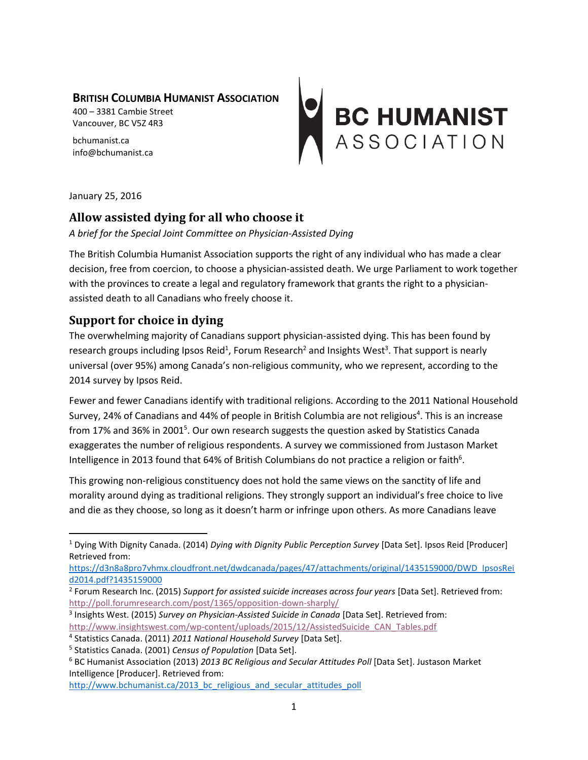**BRITISH COLUMBIA HUMANIST ASSOCIATION**
400 – 3381 Cambie Street
Vancouver, BC V5Z 4R3

bchumanist.ca
info@bchumanist.ca

January 25, 2016

## Allow assisted dying for all who choose it

*A brief for the Special Joint Committee on Physician-Assisted Dying*

The British Columbia Humanist Association supports the right of any individual who has made a clear decision, free from coercion, to choose a physician-assisted death. We urge Parliament to work together with the provinces to create a legal and regulatory framework that grants the right to a physician-assisted death to all Canadians who freely choose it.

## Support for choice in dying

The overwhelming majority of Canadians support physician-assisted dying. This has been found by research groups including Ipsos Reid[1], Forum Research[2] and Insights West[3]. That support is nearly universal (over 95%) among Canada's non-religious community, who we represent, according to the 2014 survey by Ipsos Reid.

Fewer and fewer Canadians identify with traditional religions. According to the 2011 National Household Survey, 24% of Canadians and 44% of people in British Columbia are not religious[4]. This is an increase from 17% and 36% in 2001[5]. Our own research suggests the question asked by Statistics Canada exaggerates the number of religious respondents. A survey we commissioned from Justason Market Intelligence in 2013 found that 64% of British Columbians do not practice a religion or faith[6].

This growing non-religious constituency does not hold the same views on the sanctity of life and morality around dying as traditional religions. They strongly support an individual's free choice to live and die as they choose, so long as it doesn't harm or infringe upon others. As more Canadians leave

---

[1] Dying With Dignity Canada. (2014) *Dying with Dignity Public Perception Survey* [Data Set]. Ipsos Reid [Producer] Retrieved from: https://d3n8a8pro7vhmx.cloudfront.net/dwdcanada/pages/47/attachments/original/1435159000/DWD_IpsosReid2014.pdf?1435159000

[2] Forum Research Inc. (2015) *Support for assisted suicide increases across four years* [Data Set]. Retrieved from: http://poll.forumresearch.com/post/1365/opposition-down-sharply/

[3] Insights West. (2015) *Survey on Physician-Assisted Suicide in Canada* [Data Set]. Retrieved from: http://www.insightswest.com/wp-content/uploads/2015/12/AssistedSuicide_CAN_Tables.pdf

[4] Statistics Canada. (2011) *2011 National Household Survey* [Data Set].

[5] Statistics Canada. (2001) *Census of Population* [Data Set].

[6] BC Humanist Association (2013) *2013 BC Religious and Secular Attitudes Poll* [Data Set]. Justason Market Intelligence [Producer]. Retrieved from: http://www.bchumanist.ca/2013_bc_religious_and_secular_attitudes_poll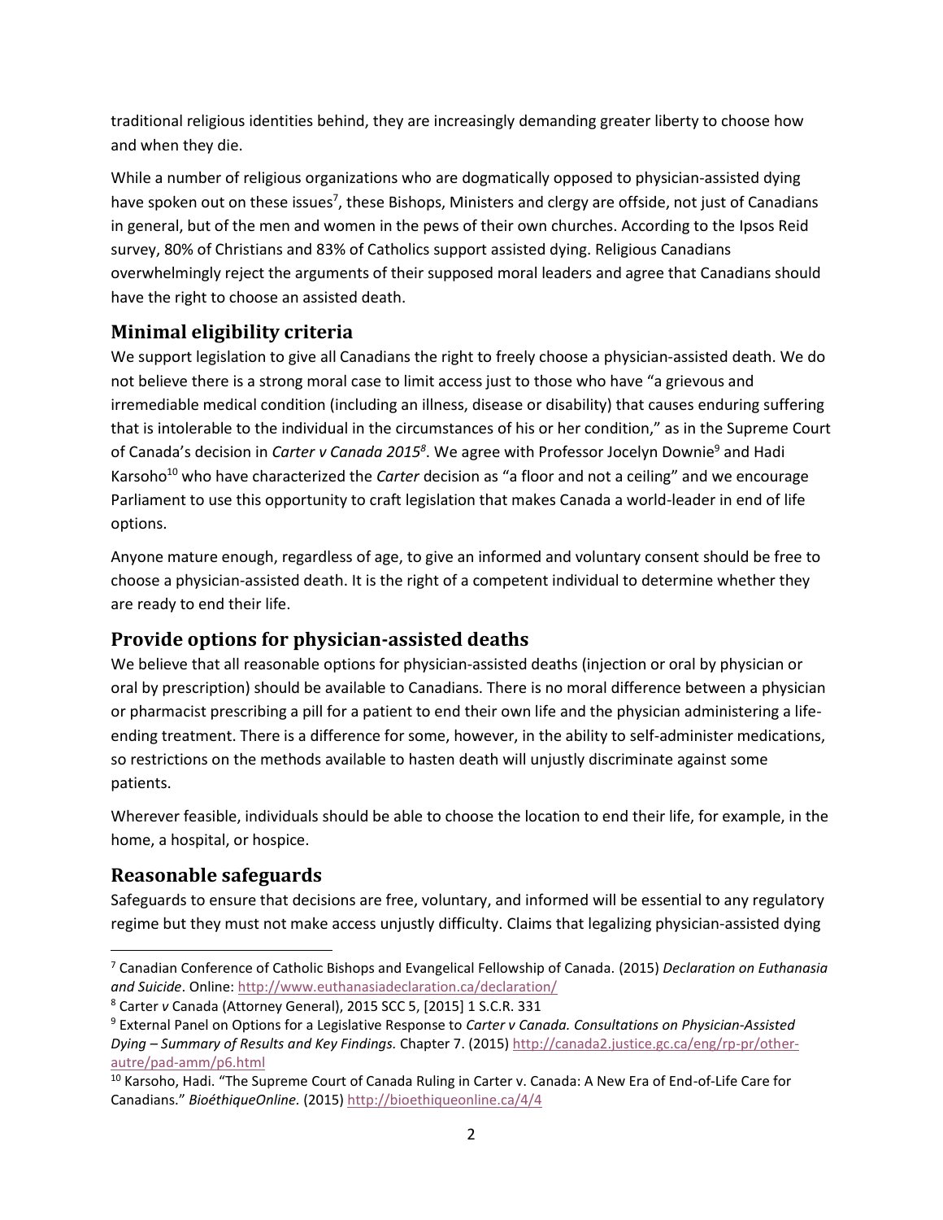traditional religious identities behind, they are increasingly demanding greater liberty to choose how and when they die.

While a number of religious organizations who are dogmatically opposed to physician-assisted dying have spoken out on these issues[7], these Bishops, Ministers and clergy are offside, not just of Canadians in general, but of the men and women in the pews of their own churches. According to the Ipsos Reid survey, 80% of Christians and 83% of Catholics support assisted dying. Religious Canadians overwhelmingly reject the arguments of their supposed moral leaders and agree that Canadians should have the right to choose an assisted death.

## Minimal eligibility criteria

We support legislation to give all Canadians the right to freely choose a physician-assisted death. We do not believe there is a strong moral case to limit access just to those who have "a grievous and irremediable medical condition (including an illness, disease or disability) that causes enduring suffering that is intolerable to the individual in the circumstances of his or her condition," as in the Supreme Court of Canada's decision in *Carter v Canada 2015*[8]. We agree with Professor Jocelyn Downie[9] and Hadi Karsoho[10] who have characterized the *Carter* decision as "a floor and not a ceiling" and we encourage Parliament to use this opportunity to craft legislation that makes Canada a world-leader in end of life options.

Anyone mature enough, regardless of age, to give an informed and voluntary consent should be free to choose a physician-assisted death. It is the right of a competent individual to determine whether they are ready to end their life.

## Provide options for physician-assisted deaths

We believe that all reasonable options for physician-assisted deaths (injection or oral by physician or oral by prescription) should be available to Canadians. There is no moral difference between a physician or pharmacist prescribing a pill for a patient to end their own life and the physician administering a life-ending treatment. There is a difference for some, however, in the ability to self-administer medications, so restrictions on the methods available to hasten death will unjustly discriminate against some patients.

Wherever feasible, individuals should be able to choose the location to end their life, for example, in the home, a hospital, or hospice.

## Reasonable safeguards

Safeguards to ensure that decisions are free, voluntary, and informed will be essential to any regulatory regime but they must not make access unjustly difficulty. Claims that legalizing physician-assisted dying

---

[7] Canadian Conference of Catholic Bishops and Evangelical Fellowship of Canada. (2015) *Declaration on Euthanasia and Suicide*. Online: http://www.euthanasiadeclaration.ca/declaration/

[8] Carter *v* Canada (Attorney General), 2015 SCC 5, [2015] 1 S.C.R. 331

[9] External Panel on Options for a Legislative Response to *Carter v Canada. Consultations on Physician-Assisted Dying – Summary of Results and Key Findings.* Chapter 7. (2015) http://canada2.justice.gc.ca/eng/rp-pr/other-autre/pad-amm/p6.html

[10] Karsoho, Hadi. "The Supreme Court of Canada Ruling in Carter v. Canada: A New Era of End-of-Life Care for Canadians." *BioéthiqueOnline.* (2015) http://bioethiqueonline.ca/4/4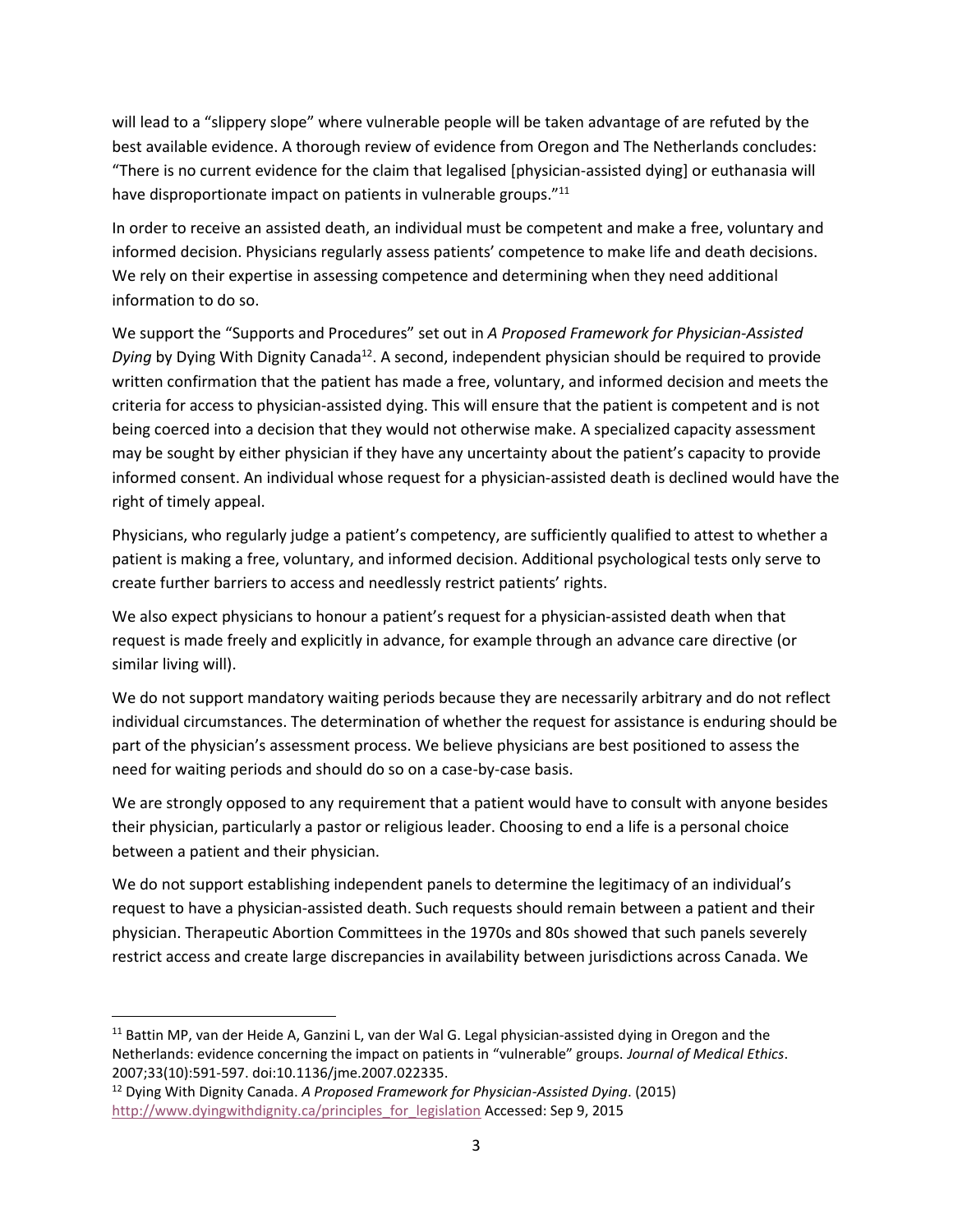will lead to a "slippery slope" where vulnerable people will be taken advantage of are refuted by the best available evidence. A thorough review of evidence from Oregon and The Netherlands concludes: "There is no current evidence for the claim that legalised [physician-assisted dying] or euthanasia will have disproportionate impact on patients in vulnerable groups."[11]

In order to receive an assisted death, an individual must be competent and make a free, voluntary and informed decision. Physicians regularly assess patients' competence to make life and death decisions. We rely on their expertise in assessing competence and determining when they need additional information to do so.

We support the "Supports and Procedures" set out in *A Proposed Framework for Physician-Assisted Dying* by Dying With Dignity Canada[12]. A second, independent physician should be required to provide written confirmation that the patient has made a free, voluntary, and informed decision and meets the criteria for access to physician-assisted dying. This will ensure that the patient is competent and is not being coerced into a decision that they would not otherwise make. A specialized capacity assessment may be sought by either physician if they have any uncertainty about the patient's capacity to provide informed consent. An individual whose request for a physician-assisted death is declined would have the right of timely appeal.

Physicians, who regularly judge a patient's competency, are sufficiently qualified to attest to whether a patient is making a free, voluntary, and informed decision. Additional psychological tests only serve to create further barriers to access and needlessly restrict patients' rights.

We also expect physicians to honour a patient's request for a physician-assisted death when that request is made freely and explicitly in advance, for example through an advance care directive (or similar living will).

We do not support mandatory waiting periods because they are necessarily arbitrary and do not reflect individual circumstances. The determination of whether the request for assistance is enduring should be part of the physician's assessment process. We believe physicians are best positioned to assess the need for waiting periods and should do so on a case-by-case basis.

We are strongly opposed to any requirement that a patient would have to consult with anyone besides their physician, particularly a pastor or religious leader. Choosing to end a life is a personal choice between a patient and their physician.

We do not support establishing independent panels to determine the legitimacy of an individual's request to have a physician-assisted death. Such requests should remain between a patient and their physician. Therapeutic Abortion Committees in the 1970s and 80s showed that such panels severely restrict access and create large discrepancies in availability between jurisdictions across Canada. We

---

[11] Battin MP, van der Heide A, Ganzini L, van der Wal G. Legal physician-assisted dying in Oregon and the Netherlands: evidence concerning the impact on patients in "vulnerable" groups. *Journal of Medical Ethics*. 2007;33(10):591-597. doi:10.1136/jme.2007.022335.

[12] Dying With Dignity Canada. *A Proposed Framework for Physician-Assisted Dying*. (2015) http://www.dyingwithdignity.ca/principles_for_legislation Accessed: Sep 9, 2015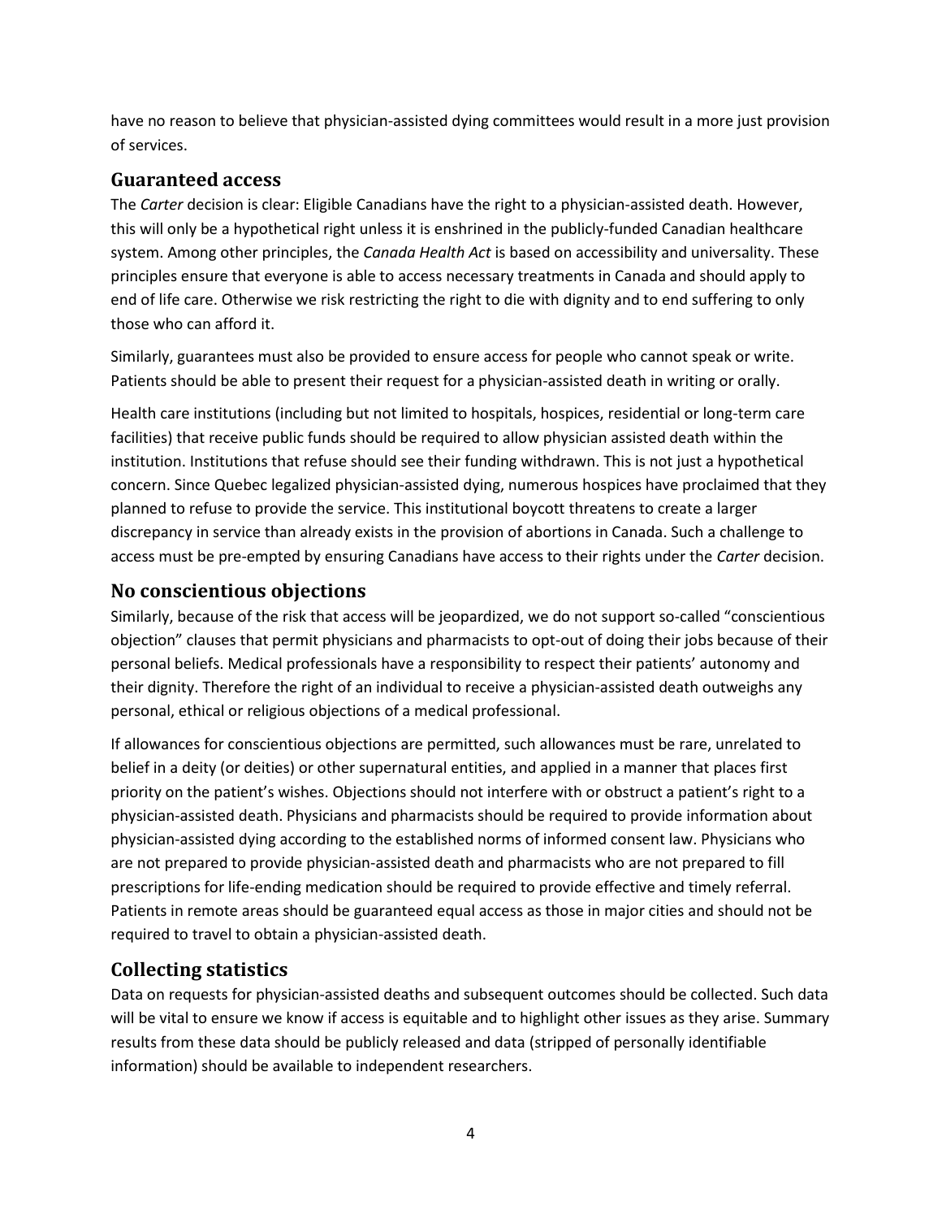have no reason to believe that physician-assisted dying committees would result in a more just provision of services.

## Guaranteed access

The *Carter* decision is clear: Eligible Canadians have the right to a physician-assisted death. However, this will only be a hypothetical right unless it is enshrined in the publicly-funded Canadian healthcare system. Among other principles, the *Canada Health Act* is based on accessibility and universality. These principles ensure that everyone is able to access necessary treatments in Canada and should apply to end of life care. Otherwise we risk restricting the right to die with dignity and to end suffering to only those who can afford it.

Similarly, guarantees must also be provided to ensure access for people who cannot speak or write. Patients should be able to present their request for a physician-assisted death in writing or orally.

Health care institutions (including but not limited to hospitals, hospices, residential or long-term care facilities) that receive public funds should be required to allow physician assisted death within the institution. Institutions that refuse should see their funding withdrawn. This is not just a hypothetical concern. Since Quebec legalized physician-assisted dying, numerous hospices have proclaimed that they planned to refuse to provide the service. This institutional boycott threatens to create a larger discrepancy in service than already exists in the provision of abortions in Canada. Such a challenge to access must be pre-empted by ensuring Canadians have access to their rights under the *Carter* decision.

## No conscientious objections

Similarly, because of the risk that access will be jeopardized, we do not support so-called "conscientious objection" clauses that permit physicians and pharmacists to opt-out of doing their jobs because of their personal beliefs. Medical professionals have a responsibility to respect their patients' autonomy and their dignity. Therefore the right of an individual to receive a physician-assisted death outweighs any personal, ethical or religious objections of a medical professional.

If allowances for conscientious objections are permitted, such allowances must be rare, unrelated to belief in a deity (or deities) or other supernatural entities, and applied in a manner that places first priority on the patient's wishes. Objections should not interfere with or obstruct a patient's right to a physician-assisted death. Physicians and pharmacists should be required to provide information about physician-assisted dying according to the established norms of informed consent law. Physicians who are not prepared to provide physician-assisted death and pharmacists who are not prepared to fill prescriptions for life-ending medication should be required to provide effective and timely referral. Patients in remote areas should be guaranteed equal access as those in major cities and should not be required to travel to obtain a physician-assisted death.

## Collecting statistics

Data on requests for physician-assisted deaths and subsequent outcomes should be collected. Such data will be vital to ensure we know if access is equitable and to highlight other issues as they arise. Summary results from these data should be publicly released and data (stripped of personally identifiable information) should be available to independent researchers.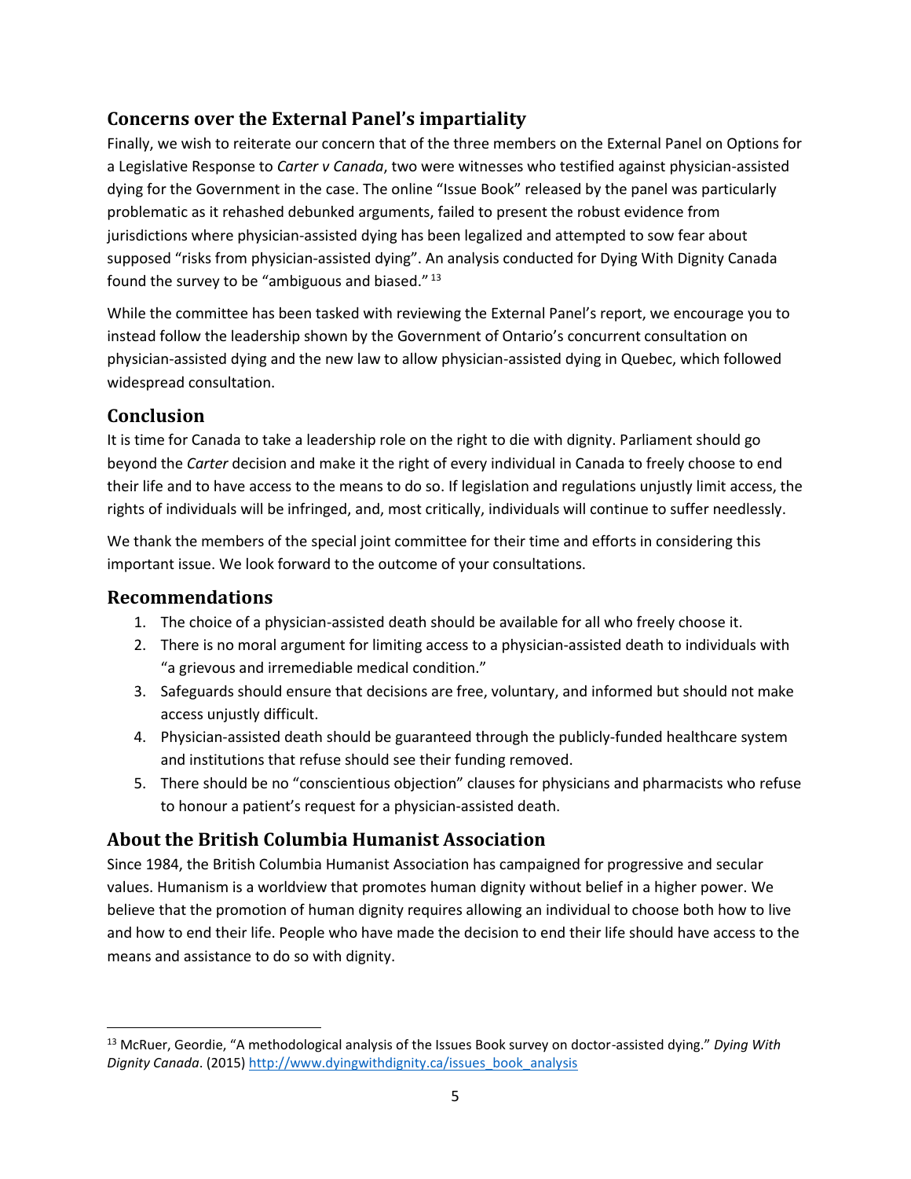## Concerns over the External Panel's impartiality

Finally, we wish to reiterate our concern that of the three members on the External Panel on Options for a Legislative Response to *Carter v Canada*, two were witnesses who testified against physician-assisted dying for the Government in the case. The online "Issue Book" released by the panel was particularly problematic as it rehashed debunked arguments, failed to present the robust evidence from jurisdictions where physician-assisted dying has been legalized and attempted to sow fear about supposed "risks from physician-assisted dying". An analysis conducted for Dying With Dignity Canada found the survey to be "ambiguous and biased." [13]

While the committee has been tasked with reviewing the External Panel's report, we encourage you to instead follow the leadership shown by the Government of Ontario's concurrent consultation on physician-assisted dying and the new law to allow physician-assisted dying in Quebec, which followed widespread consultation.

## Conclusion

It is time for Canada to take a leadership role on the right to die with dignity. Parliament should go beyond the *Carter* decision and make it the right of every individual in Canada to freely choose to end their life and to have access to the means to do so. If legislation and regulations unjustly limit access, the rights of individuals will be infringed, and, most critically, individuals will continue to suffer needlessly.

We thank the members of the special joint committee for their time and efforts in considering this important issue. We look forward to the outcome of your consultations.

## Recommendations

1. The choice of a physician-assisted death should be available for all who freely choose it.
2. There is no moral argument for limiting access to a physician-assisted death to individuals with "a grievous and irremediable medical condition."
3. Safeguards should ensure that decisions are free, voluntary, and informed but should not make access unjustly difficult.
4. Physician-assisted death should be guaranteed through the publicly-funded healthcare system and institutions that refuse should see their funding removed.
5. There should be no "conscientious objection" clauses for physicians and pharmacists who refuse to honour a patient's request for a physician-assisted death.

## About the British Columbia Humanist Association

Since 1984, the British Columbia Humanist Association has campaigned for progressive and secular values. Humanism is a worldview that promotes human dignity without belief in a higher power. We believe that the promotion of human dignity requires allowing an individual to choose both how to live and how to end their life. People who have made the decision to end their life should have access to the means and assistance to do so with dignity.

---

[13] McRuer, Geordie, "A methodological analysis of the Issues Book survey on doctor-assisted dying." *Dying With Dignity Canada*. (2015) http://www.dyingwithdignity.ca/issues_book_analysis